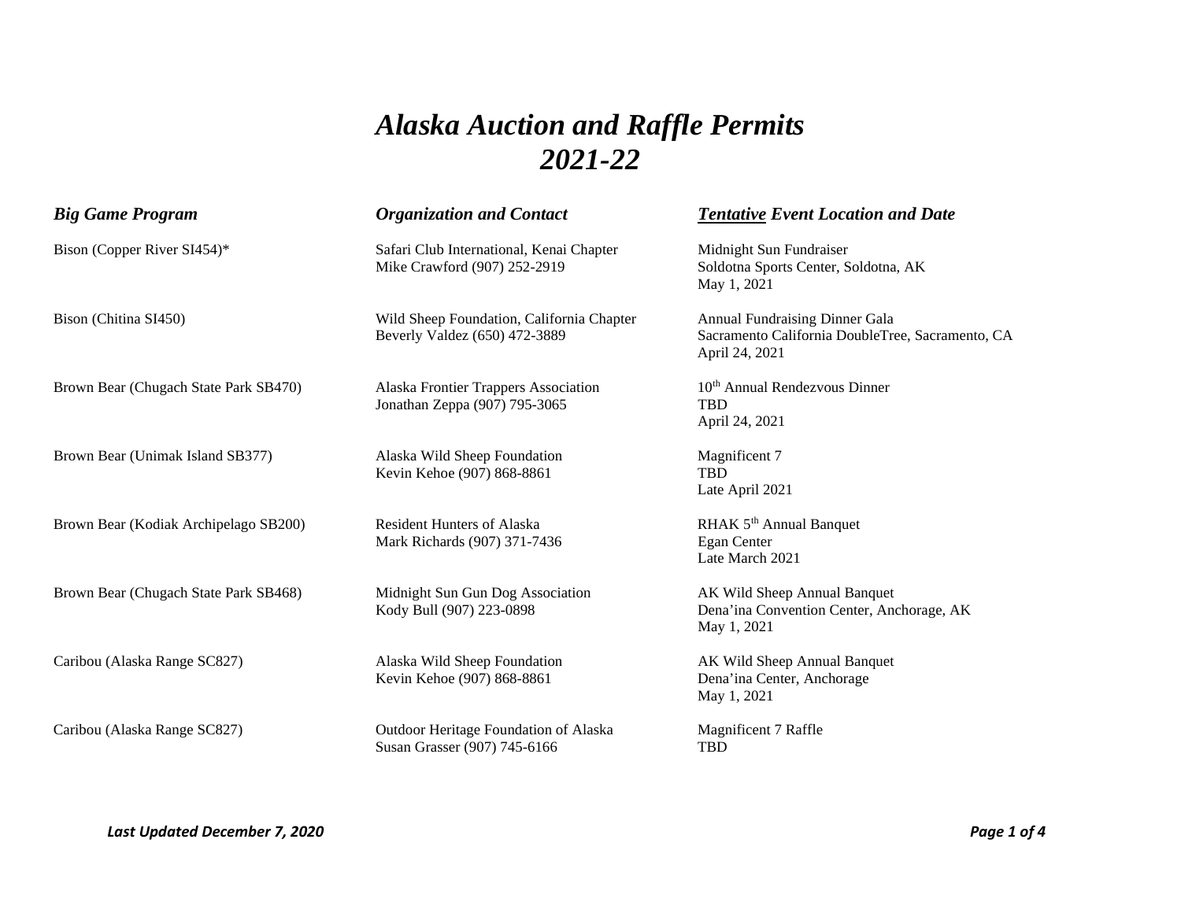# *Alaska Auction and Raffle Permits*
# *2021-22*

| *Big Game Program* | *Organization and Contact* | ***Tentative*** *Event Location and Date* |
|---|---|---|
| Bison (Copper River SI454)* | Safari Club International, Kenai Chapter<br>Mike Crawford (907) 252-2919 | Midnight Sun Fundraiser<br>Soldotna Sports Center, Soldotna, AK<br>May 1, 2021 |
| Bison (Chitina SI450) | Wild Sheep Foundation, California Chapter<br>Beverly Valdez (650) 472-3889 | Annual Fundraising Dinner Gala<br>Sacramento California DoubleTree, Sacramento, CA<br>April 24, 2021 |
| Brown Bear (Chugach State Park SB470) | Alaska Frontier Trappers Association<br>Jonathan Zeppa (907) 795-3065 | 10th Annual Rendezvous Dinner<br>TBD<br>April 24, 2021 |
| Brown Bear (Unimak Island SB377) | Alaska Wild Sheep Foundation<br>Kevin Kehoe (907) 868-8861 | Magnificent 7<br>TBD<br>Late April 2021 |
| Brown Bear (Kodiak Archipelago SB200) | Resident Hunters of Alaska<br>Mark Richards (907) 371-7436 | RHAK 5th Annual Banquet<br>Egan Center<br>Late March 2021 |
| Brown Bear (Chugach State Park SB468) | Midnight Sun Gun Dog Association<br>Kody Bull (907) 223-0898 | AK Wild Sheep Annual Banquet<br>Dena'ina Convention Center, Anchorage, AK<br>May 1, 2021 |
| Caribou (Alaska Range SC827) | Alaska Wild Sheep Foundation<br>Kevin Kehoe (907) 868-8861 | AK Wild Sheep Annual Banquet<br>Dena'ina Center, Anchorage<br>May 1, 2021 |
| Caribou (Alaska Range SC827) | Outdoor Heritage Foundation of Alaska<br>Susan Grasser (907) 745-6166 | Magnificent 7 Raffle<br>TBD |

*Last Updated December 7, 2020*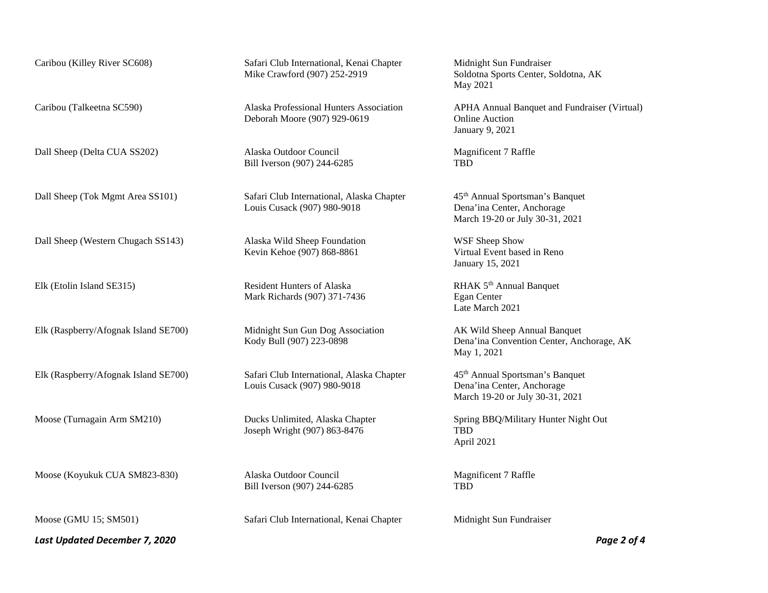| | | |
|---|---|---|
| Caribou (Killey River SC608) | Safari Club International, Kenai Chapter<br>Mike Crawford (907) 252-2919 | Midnight Sun Fundraiser<br>Soldotna Sports Center, Soldotna, AK<br>May 2021 |
| Caribou (Talkeetna SC590) | Alaska Professional Hunters Association<br>Deborah Moore (907) 929-0619 | APHA Annual Banquet and Fundraiser (Virtual)<br>Online Auction<br>January 9, 2021 |
| Dall Sheep (Delta CUA SS202) | Alaska Outdoor Council<br>Bill Iverson (907) 244-6285 | Magnificent 7 Raffle<br>TBD |
| Dall Sheep (Tok Mgmt Area SS101) | Safari Club International, Alaska Chapter<br>Louis Cusack (907) 980-9018 | 45th Annual Sportsman's Banquet<br>Dena'ina Center, Anchorage<br>March 19-20 or July 30-31, 2021 |
| Dall Sheep (Western Chugach SS143) | Alaska Wild Sheep Foundation<br>Kevin Kehoe (907) 868-8861 | WSF Sheep Show<br>Virtual Event based in Reno<br>January 15, 2021 |
| Elk (Etolin Island SE315) | Resident Hunters of Alaska<br>Mark Richards (907) 371-7436 | RHAK 5th Annual Banquet<br>Egan Center<br>Late March 2021 |
| Elk (Raspberry/Afognak Island SE700) | Midnight Sun Gun Dog Association<br>Kody Bull (907) 223-0898 | AK Wild Sheep Annual Banquet<br>Dena'ina Convention Center, Anchorage, AK<br>May 1, 2021 |
| Elk (Raspberry/Afognak Island SE700) | Safari Club International, Alaska Chapter<br>Louis Cusack (907) 980-9018 | 45th Annual Sportsman's Banquet<br>Dena'ina Center, Anchorage<br>March 19-20 or July 30-31, 2021 |
| Moose (Turnagain Arm SM210) | Ducks Unlimited, Alaska Chapter<br>Joseph Wright (907) 863-8476 | Spring BBQ/Military Hunter Night Out<br>TBD<br>April 2021 |
| Moose (Koyukuk CUA SM823-830) | Alaska Outdoor Council<br>Bill Iverson (907) 244-6285 | Magnificent 7 Raffle<br>TBD |
| Moose (GMU 15; SM501) | Safari Club International, Kenai Chapter | Midnight Sun Fundraiser |

*Last Updated December 7, 2020*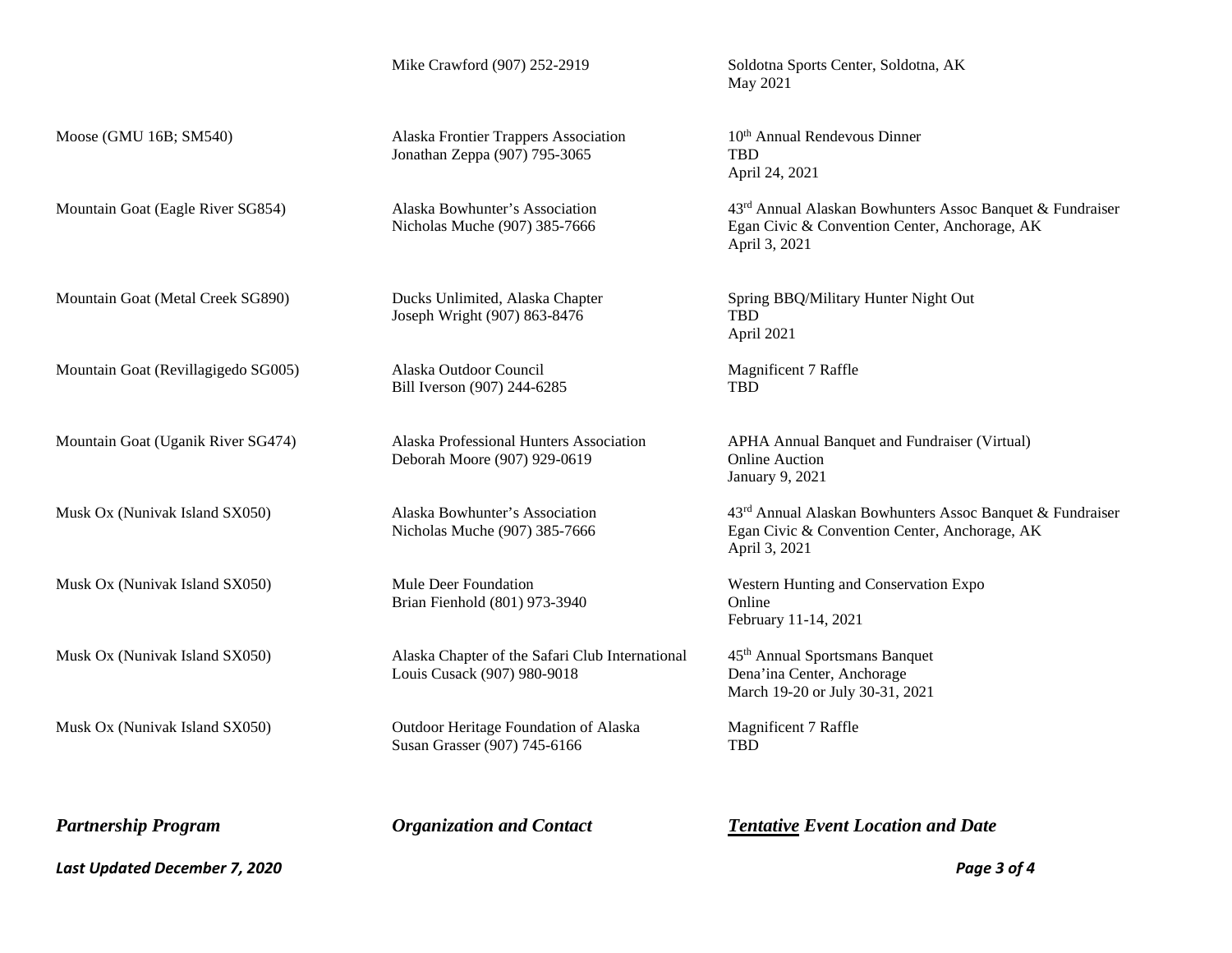| Partnership Program | Organization and Contact | Tentative Event Location and Date |
|---|---|---|
| | Mike Crawford (907) 252-2919 | Soldotna Sports Center, Soldotna, AK<br>May 2021 |
| Moose (GMU 16B; SM540) | Alaska Frontier Trappers Association<br>Jonathan Zeppa (907) 795-3065 | 10th Annual Rendevous Dinner<br>TBD<br>April 24, 2021 |
| Mountain Goat (Eagle River SG854) | Alaska Bowhunter's Association<br>Nicholas Muche (907) 385-7666 | 43rd Annual Alaskan Bowhunters Assoc Banquet & Fundraiser<br>Egan Civic & Convention Center, Anchorage, AK<br>April 3, 2021 |
| Mountain Goat (Metal Creek SG890) | Ducks Unlimited, Alaska Chapter<br>Joseph Wright (907) 863-8476 | Spring BBQ/Military Hunter Night Out<br>TBD<br>April 2021 |
| Mountain Goat (Revillagigedo SG005) | Alaska Outdoor Council<br>Bill Iverson (907) 244-6285 | Magnificent 7 Raffle<br>TBD |
| Mountain Goat (Uganik River SG474) | Alaska Professional Hunters Association<br>Deborah Moore (907) 929-0619 | APHA Annual Banquet and Fundraiser (Virtual)<br>Online Auction<br>January 9, 2021 |
| Musk Ox (Nunivak Island SX050) | Alaska Bowhunter's Association<br>Nicholas Muche (907) 385-7666 | 43rd Annual Alaskan Bowhunters Assoc Banquet & Fundraiser<br>Egan Civic & Convention Center, Anchorage, AK<br>April 3, 2021 |
| Musk Ox (Nunivak Island SX050) | Mule Deer Foundation<br>Brian Fienhold (801) 973-3940 | Western Hunting and Conservation Expo<br>Online<br>February 11-14, 2021 |
| Musk Ox (Nunivak Island SX050) | Alaska Chapter of the Safari Club International<br>Louis Cusack (907) 980-9018 | 45th Annual Sportsmans Banquet<br>Dena'ina Center, Anchorage<br>March 19-20 or July 30-31, 2021 |
| Musk Ox (Nunivak Island SX050) | Outdoor Heritage Foundation of Alaska<br>Susan Grasser (907) 745-6166 | Magnificent 7 Raffle<br>TBD |

***Last Updated December 7, 2020***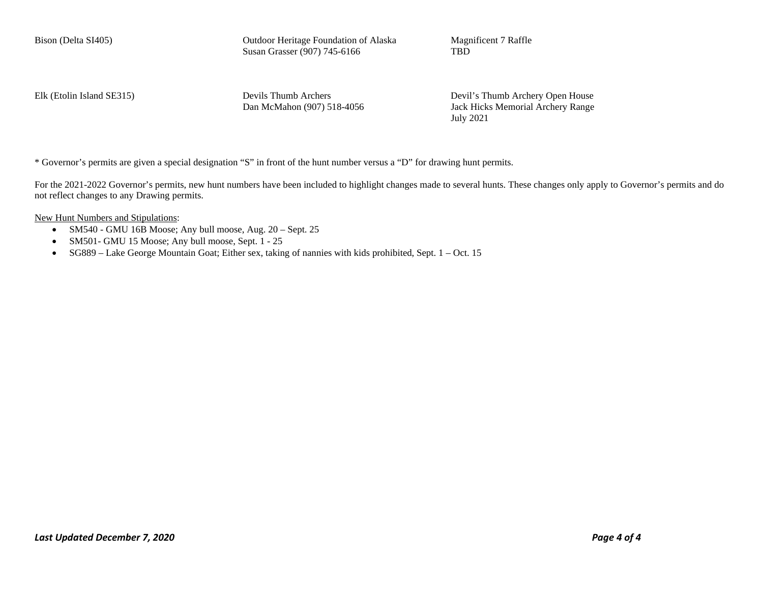| | | |
|---|---|---|
| Bison (Delta SI405) | Outdoor Heritage Foundation of Alaska<br>Susan Grasser (907) 745-6166 | Magnificent 7 Raffle<br>TBD |
| Elk (Etolin Island SE315) | Devils Thumb Archers<br>Dan McMahon (907) 518-4056 | Devil's Thumb Archery Open House<br>Jack Hicks Memorial Archery Range<br>July 2021 |

* Governor's permits are given a special designation "S" in front of the hunt number versus a "D" for drawing hunt permits.

For the 2021-2022 Governor's permits, new hunt numbers have been included to highlight changes made to several hunts. These changes only apply to Governor's permits and do not reflect changes to any Drawing permits.

New Hunt Numbers and Stipulations:

- SM540 - GMU 16B Moose; Any bull moose, Aug. 20 – Sept. 25
- SM501- GMU 15 Moose; Any bull moose, Sept. 1 - 25
- SG889 – Lake George Mountain Goat; Either sex, taking of nannies with kids prohibited, Sept. 1 – Oct. 15

*Last Updated December 7, 2020*